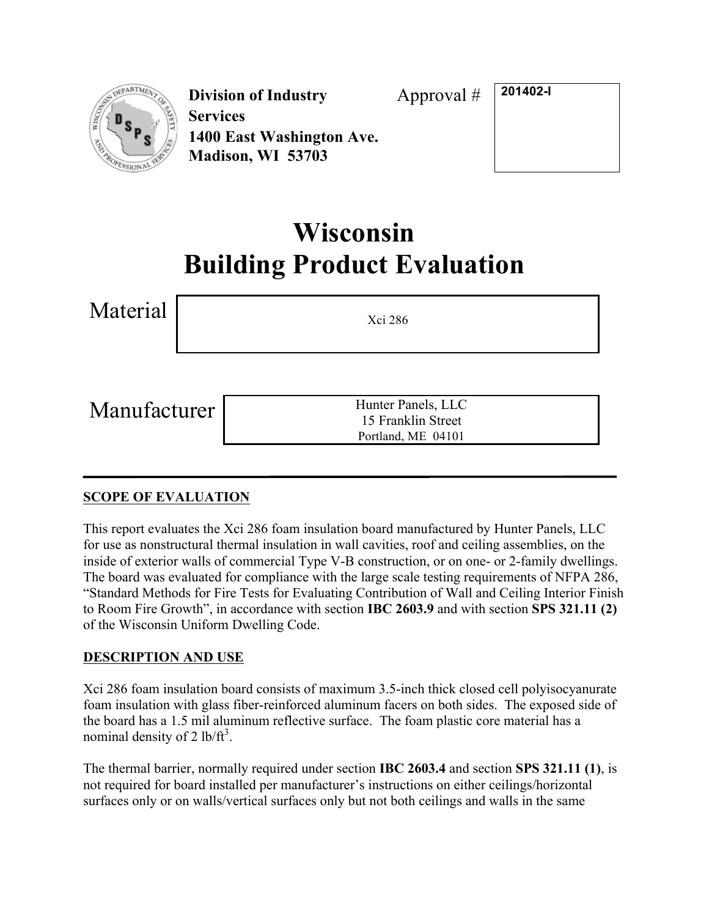**Division of Industry Services**
**1400 East Washington Ave.**
**Madison, WI 53703**

Approval # **201402-I**

# Wisconsin
# Building Product Evaluation

Material: Xci 286

Manufacturer: Hunter Panels, LLC
15 Franklin Street
Portland, ME 04101

---

## SCOPE OF EVALUATION

This report evaluates the Xci 286 foam insulation board manufactured by Hunter Panels, LLC for use as nonstructural thermal insulation in wall cavities, roof and ceiling assemblies, on the inside of exterior walls of commercial Type V-B construction, or on one- or 2-family dwellings. The board was evaluated for compliance with the large scale testing requirements of NFPA 286, "Standard Methods for Fire Tests for Evaluating Contribution of Wall and Ceiling Interior Finish to Room Fire Growth", in accordance with section **IBC 2603.9** and with section **SPS 321.11 (2)** of the Wisconsin Uniform Dwelling Code.

## DESCRIPTION AND USE

Xci 286 foam insulation board consists of maximum 3.5-inch thick closed cell polyisocyanurate foam insulation with glass fiber-reinforced aluminum facers on both sides. The exposed side of the board has a 1.5 mil aluminum reflective surface. The foam plastic core material has a nominal density of 2 lb/ft$^3$.

The thermal barrier, normally required under section **IBC 2603.4** and section **SPS 321.11 (1)**, is not required for board installed per manufacturer's instructions on either ceilings/horizontal surfaces only or on walls/vertical surfaces only but not both ceilings and walls in the same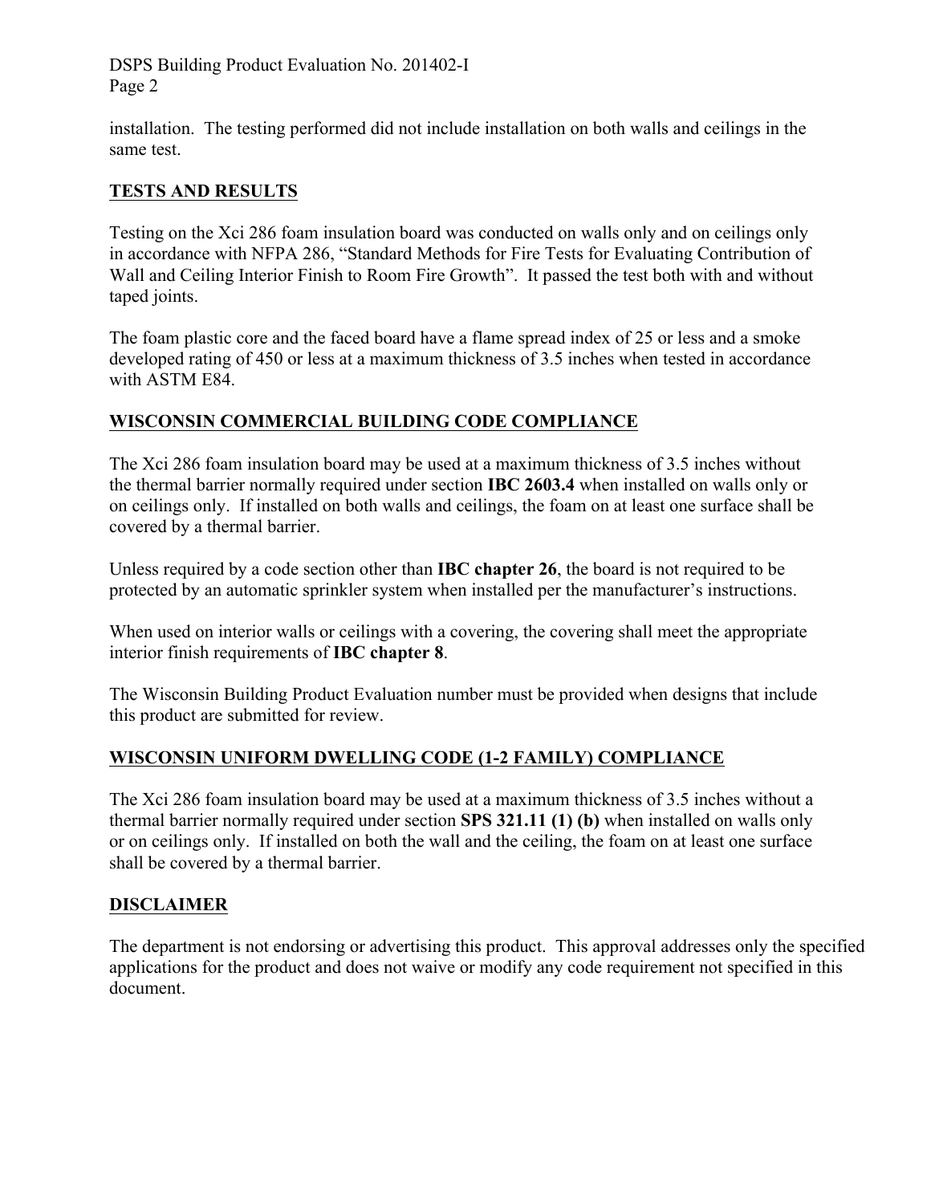installation. The testing performed did not include installation on both walls and ceilings in the same test.

## TESTS AND RESULTS

Testing on the Xci 286 foam insulation board was conducted on walls only and on ceilings only in accordance with NFPA 286, "Standard Methods for Fire Tests for Evaluating Contribution of Wall and Ceiling Interior Finish to Room Fire Growth". It passed the test both with and without taped joints.

The foam plastic core and the faced board have a flame spread index of 25 or less and a smoke developed rating of 450 or less at a maximum thickness of 3.5 inches when tested in accordance with ASTM E84.

## WISCONSIN COMMERCIAL BUILDING CODE COMPLIANCE

The Xci 286 foam insulation board may be used at a maximum thickness of 3.5 inches without the thermal barrier normally required under section **IBC 2603.4** when installed on walls only or on ceilings only. If installed on both walls and ceilings, the foam on at least one surface shall be covered by a thermal barrier.

Unless required by a code section other than **IBC chapter 26**, the board is not required to be protected by an automatic sprinkler system when installed per the manufacturer's instructions.

When used on interior walls or ceilings with a covering, the covering shall meet the appropriate interior finish requirements of **IBC chapter 8**.

The Wisconsin Building Product Evaluation number must be provided when designs that include this product are submitted for review.

## WISCONSIN UNIFORM DWELLING CODE (1-2 FAMILY) COMPLIANCE

The Xci 286 foam insulation board may be used at a maximum thickness of 3.5 inches without a thermal barrier normally required under section **SPS 321.11 (1) (b)** when installed on walls only or on ceilings only. If installed on both the wall and the ceiling, the foam on at least one surface shall be covered by a thermal barrier.

## DISCLAIMER

The department is not endorsing or advertising this product. This approval addresses only the specified applications for the product and does not waive or modify any code requirement not specified in this document.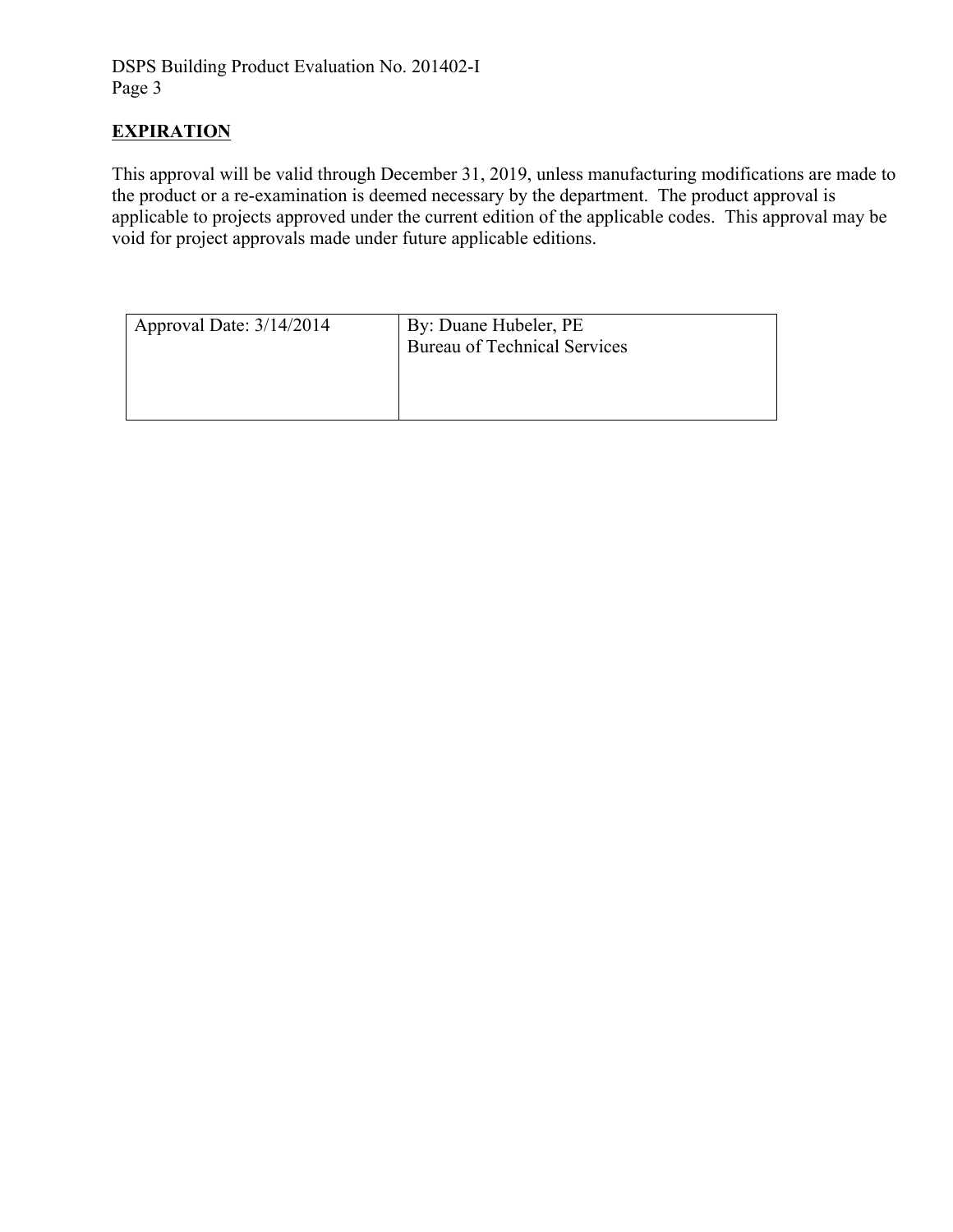**EXPIRATION**

This approval will be valid through December 31, 2019, unless manufacturing modifications are made to the product or a re-examination is deemed necessary by the department. The product approval is applicable to projects approved under the current edition of the applicable codes. This approval may be void for project approvals made under future applicable editions.

| | |
|---|---|
| Approval Date: 3/14/2014 | By: Duane Hubeler, PE<br>Bureau of Technical Services |